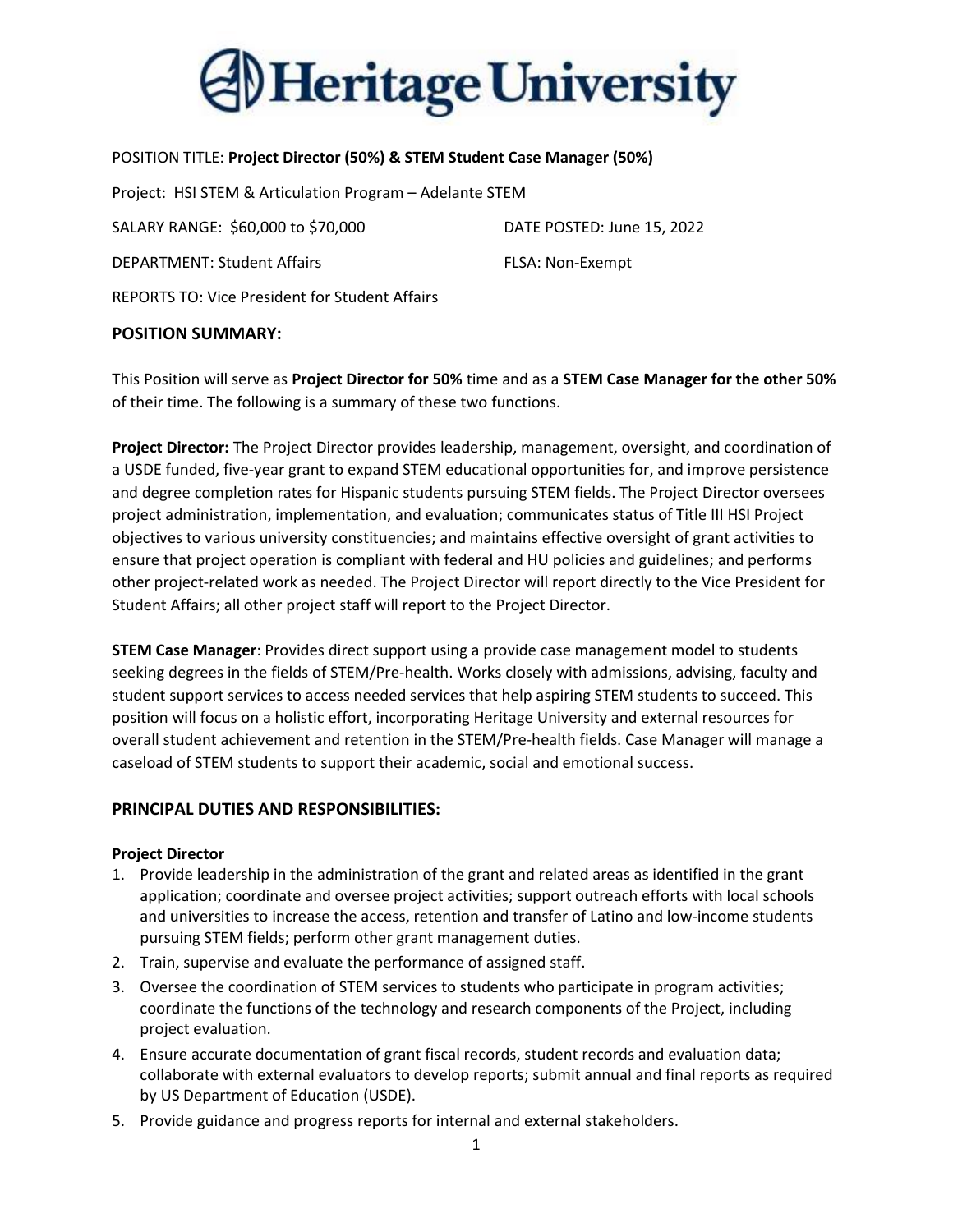# Heritage University

POSITION TITLE: **Project Director (50%) & STEM Student Case Manager (50%)**

Project: HSI STEM & Articulation Program – Adelante STEM

SALARY RANGE: $60,000 to $70,000 DATE POSTED: June 15, 2022

DEPARTMENT: Student Affairs FLSA: Non-Exempt

REPORTS TO: Vice President for Student Affairs

## POSITION SUMMARY:

This Position will serve as **Project Director for 50%** time and as a **STEM Case Manager for the other 50%** of their time. The following is a summary of these two functions.

**Project Director:** The Project Director provides leadership, management, oversight, and coordination of a USDE funded, five-year grant to expand STEM educational opportunities for, and improve persistence and degree completion rates for Hispanic students pursuing STEM fields. The Project Director oversees project administration, implementation, and evaluation; communicates status of Title III HSI Project objectives to various university constituencies; and maintains effective oversight of grant activities to ensure that project operation is compliant with federal and HU policies and guidelines; and performs other project-related work as needed. The Project Director will report directly to the Vice President for Student Affairs; all other project staff will report to the Project Director.

**STEM Case Manager**: Provides direct support using a provide case management model to students seeking degrees in the fields of STEM/Pre-health. Works closely with admissions, advising, faculty and student support services to access needed services that help aspiring STEM students to succeed. This position will focus on a holistic effort, incorporating Heritage University and external resources for overall student achievement and retention in the STEM/Pre-health fields. Case Manager will manage a caseload of STEM students to support their academic, social and emotional success.

## PRINCIPAL DUTIES AND RESPONSIBILITIES:

### Project Director

1. Provide leadership in the administration of the grant and related areas as identified in the grant application; coordinate and oversee project activities; support outreach efforts with local schools and universities to increase the access, retention and transfer of Latino and low-income students pursuing STEM fields; perform other grant management duties.
2. Train, supervise and evaluate the performance of assigned staff.
3. Oversee the coordination of STEM services to students who participate in program activities; coordinate the functions of the technology and research components of the Project, including project evaluation.
4. Ensure accurate documentation of grant fiscal records, student records and evaluation data; collaborate with external evaluators to develop reports; submit annual and final reports as required by US Department of Education (USDE).
5. Provide guidance and progress reports for internal and external stakeholders.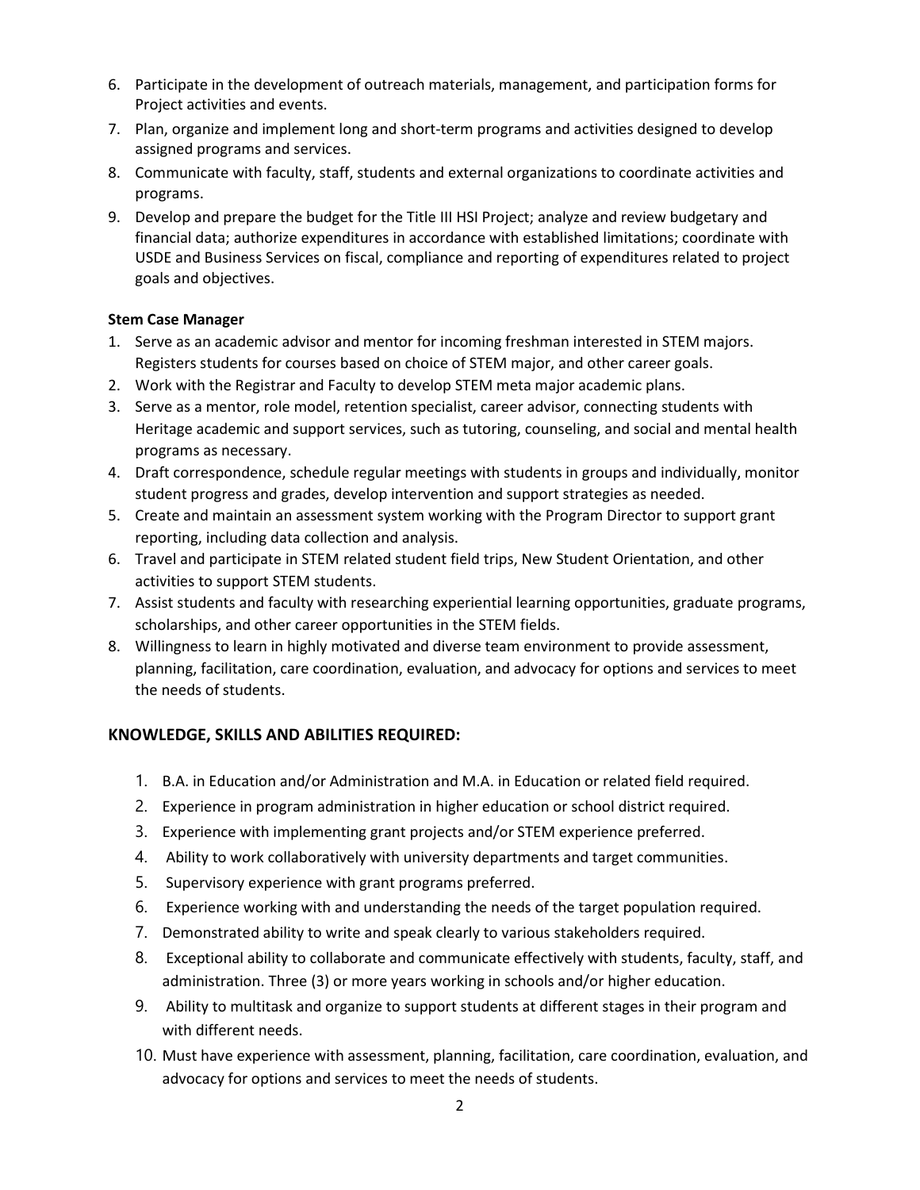6. Participate in the development of outreach materials, management, and participation forms for Project activities and events.
7. Plan, organize and implement long and short-term programs and activities designed to develop assigned programs and services.
8. Communicate with faculty, staff, students and external organizations to coordinate activities and programs.
9. Develop and prepare the budget for the Title III HSI Project; analyze and review budgetary and financial data; authorize expenditures in accordance with established limitations; coordinate with USDE and Business Services on fiscal, compliance and reporting of expenditures related to project goals and objectives.

**Stem Case Manager**

1. Serve as an academic advisor and mentor for incoming freshman interested in STEM majors. Registers students for courses based on choice of STEM major, and other career goals.
2. Work with the Registrar and Faculty to develop STEM meta major academic plans.
3. Serve as a mentor, role model, retention specialist, career advisor, connecting students with Heritage academic and support services, such as tutoring, counseling, and social and mental health programs as necessary.
4. Draft correspondence, schedule regular meetings with students in groups and individually, monitor student progress and grades, develop intervention and support strategies as needed.
5. Create and maintain an assessment system working with the Program Director to support grant reporting, including data collection and analysis.
6. Travel and participate in STEM related student field trips, New Student Orientation, and other activities to support STEM students.
7. Assist students and faculty with researching experiential learning opportunities, graduate programs, scholarships, and other career opportunities in the STEM fields.
8. Willingness to learn in highly motivated and diverse team environment to provide assessment, planning, facilitation, care coordination, evaluation, and advocacy for options and services to meet the needs of students.

## KNOWLEDGE, SKILLS AND ABILITIES REQUIRED:

1. B.A. in Education and/or Administration and M.A. in Education or related field required.
2. Experience in program administration in higher education or school district required.
3. Experience with implementing grant projects and/or STEM experience preferred.
4. Ability to work collaboratively with university departments and target communities.
5. Supervisory experience with grant programs preferred.
6. Experience working with and understanding the needs of the target population required.
7. Demonstrated ability to write and speak clearly to various stakeholders required.
8. Exceptional ability to collaborate and communicate effectively with students, faculty, staff, and administration. Three (3) or more years working in schools and/or higher education.
9. Ability to multitask and organize to support students at different stages in their program and with different needs.
10. Must have experience with assessment, planning, facilitation, care coordination, evaluation, and advocacy for options and services to meet the needs of students.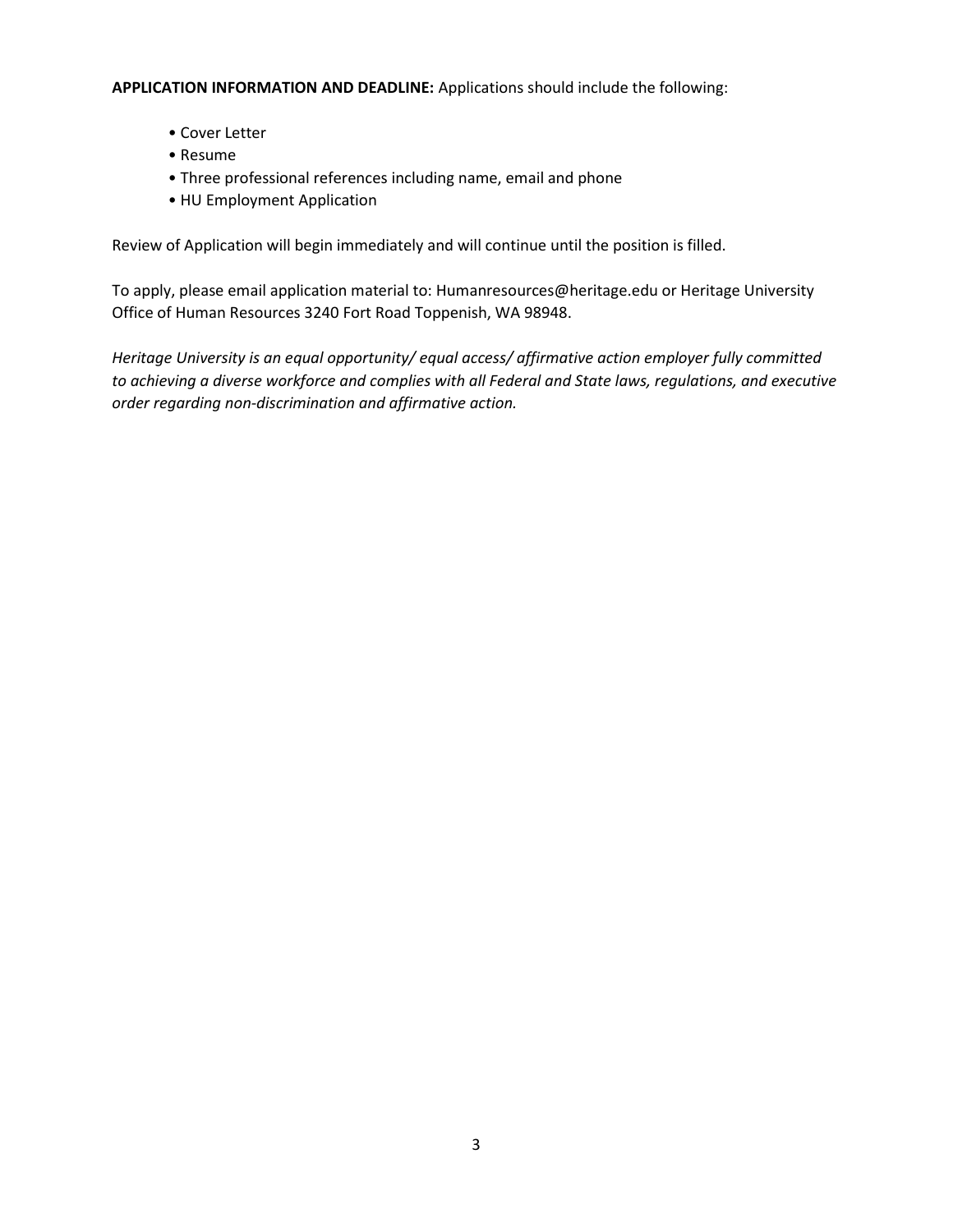**APPLICATION INFORMATION AND DEADLINE:** Applications should include the following:

- Cover Letter
- Resume
- Three professional references including name, email and phone
- HU Employment Application

Review of Application will begin immediately and will continue until the position is filled.

To apply, please email application material to: Humanresources@heritage.edu or Heritage University Office of Human Resources 3240 Fort Road Toppenish, WA 98948.

*Heritage University is an equal opportunity/ equal access/ affirmative action employer fully committed to achieving a diverse workforce and complies with all Federal and State laws, regulations, and executive order regarding non-discrimination and affirmative action.*